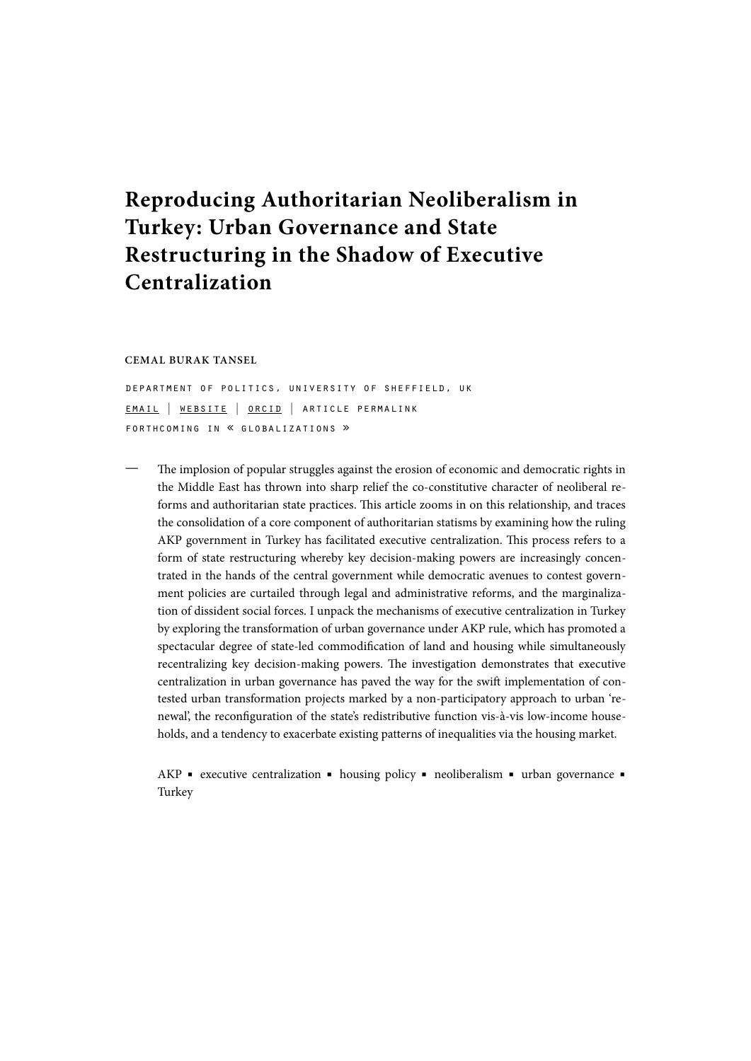# Reproducing Authoritarian Neoliberalism in Turkey: Urban Governance and State Restructuring in the Shadow of Executive Centralization

**CEMAL BURAK TANSEL**

DEPARTMENT OF POLITICS, UNIVERSITY OF SHEFFIELD, UK

EMAIL | WEBSITE | ORCID | ARTICLE PERMALINK

FORTHCOMING IN « GLOBALIZATIONS »

— The implosion of popular struggles against the erosion of economic and democratic rights in the Middle East has thrown into sharp relief the co-constitutive character of neoliberal reforms and authoritarian state practices. This article zooms in on this relationship, and traces the consolidation of a core component of authoritarian statisms by examining how the ruling AKP government in Turkey has facilitated executive centralization. This process refers to a form of state restructuring whereby key decision-making powers are increasingly concentrated in the hands of the central government while democratic avenues to contest government policies are curtailed through legal and administrative reforms, and the marginalization of dissident social forces. I unpack the mechanisms of executive centralization in Turkey by exploring the transformation of urban governance under AKP rule, which has promoted a spectacular degree of state-led commodification of land and housing while simultaneously recentralizing key decision-making powers. The investigation demonstrates that executive centralization in urban governance has paved the way for the swift implementation of contested urban transformation projects marked by a non-participatory approach to urban 'renewal', the reconfiguration of the state's redistributive function vis-à-vis low-income households, and a tendency to exacerbate existing patterns of inequalities via the housing market.

AKP ▪ executive centralization ▪ housing policy ▪ neoliberalism ▪ urban governance ▪ Turkey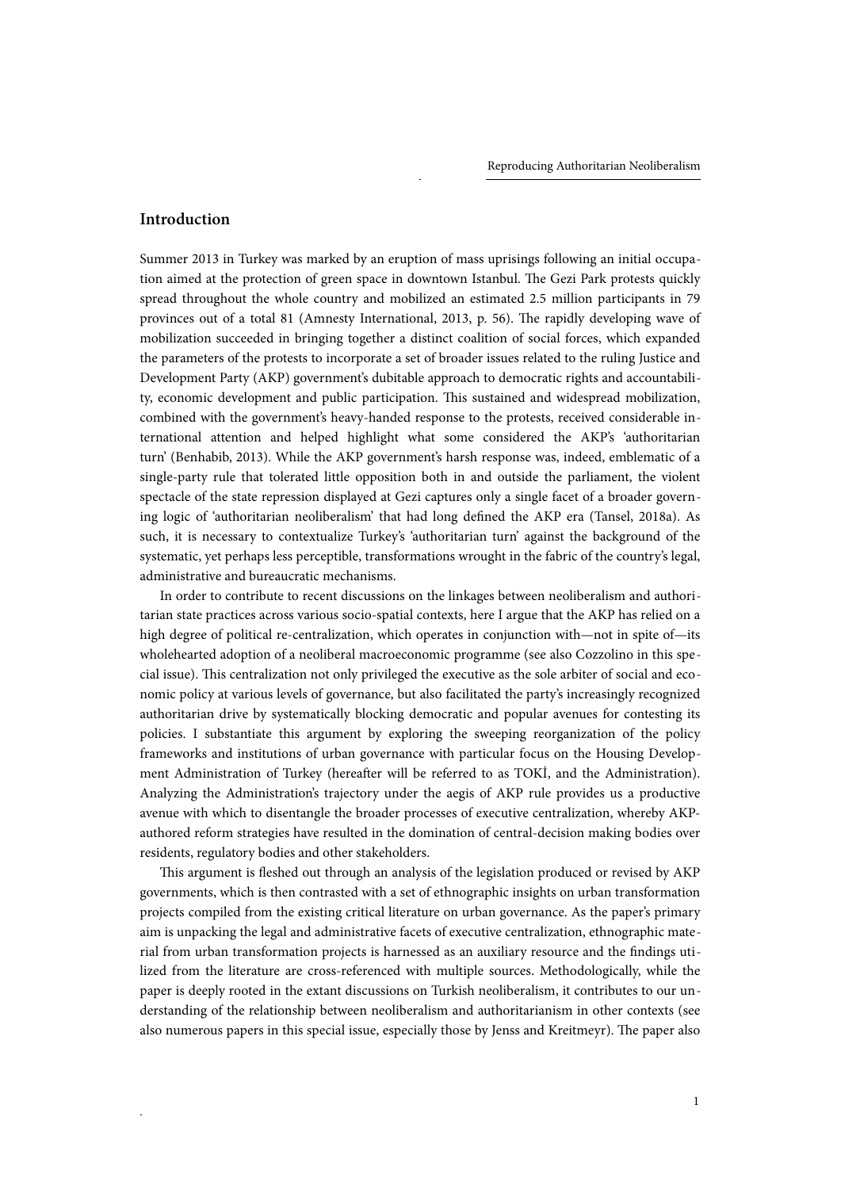## Introduction

Summer 2013 in Turkey was marked by an eruption of mass uprisings following an initial occupation aimed at the protection of green space in downtown Istanbul. The Gezi Park protests quickly spread throughout the whole country and mobilized an estimated 2.5 million participants in 79 provinces out of a total 81 (Amnesty International, 2013, p. 56). The rapidly developing wave of mobilization succeeded in bringing together a distinct coalition of social forces, which expanded the parameters of the protests to incorporate a set of broader issues related to the ruling Justice and Development Party (AKP) government's dubitable approach to democratic rights and accountability, economic development and public participation. This sustained and widespread mobilization, combined with the government's heavy-handed response to the protests, received considerable international attention and helped highlight what some considered the AKP's 'authoritarian turn' (Benhabib, 2013). While the AKP government's harsh response was, indeed, emblematic of a single-party rule that tolerated little opposition both in and outside the parliament, the violent spectacle of the state repression displayed at Gezi captures only a single facet of a broader governing logic of 'authoritarian neoliberalism' that had long defined the AKP era (Tansel, 2018a). As such, it is necessary to contextualize Turkey's 'authoritarian turn' against the background of the systematic, yet perhaps less perceptible, transformations wrought in the fabric of the country's legal, administrative and bureaucratic mechanisms.

In order to contribute to recent discussions on the linkages between neoliberalism and authoritarian state practices across various socio-spatial contexts, here I argue that the AKP has relied on a high degree of political re-centralization, which operates in conjunction with—not in spite of—its wholehearted adoption of a neoliberal macroeconomic programme (see also Cozzolino in this special issue). This centralization not only privileged the executive as the sole arbiter of social and economic policy at various levels of governance, but also facilitated the party's increasingly recognized authoritarian drive by systematically blocking democratic and popular avenues for contesting its policies. I substantiate this argument by exploring the sweeping reorganization of the policy frameworks and institutions of urban governance with particular focus on the Housing Development Administration of Turkey (hereafter will be referred to as TOKİ, and the Administration). Analyzing the Administration's trajectory under the aegis of AKP rule provides us a productive avenue with which to disentangle the broader processes of executive centralization, whereby AKP-authored reform strategies have resulted in the domination of central-decision making bodies over residents, regulatory bodies and other stakeholders.

This argument is fleshed out through an analysis of the legislation produced or revised by AKP governments, which is then contrasted with a set of ethnographic insights on urban transformation projects compiled from the existing critical literature on urban governance. As the paper's primary aim is unpacking the legal and administrative facets of executive centralization, ethnographic material from urban transformation projects is harnessed as an auxiliary resource and the findings utilized from the literature are cross-referenced with multiple sources. Methodologically, while the paper is deeply rooted in the extant discussions on Turkish neoliberalism, it contributes to our understanding of the relationship between neoliberalism and authoritarianism in other contexts (see also numerous papers in this special issue, especially those by Jenss and Kreitmeyr). The paper also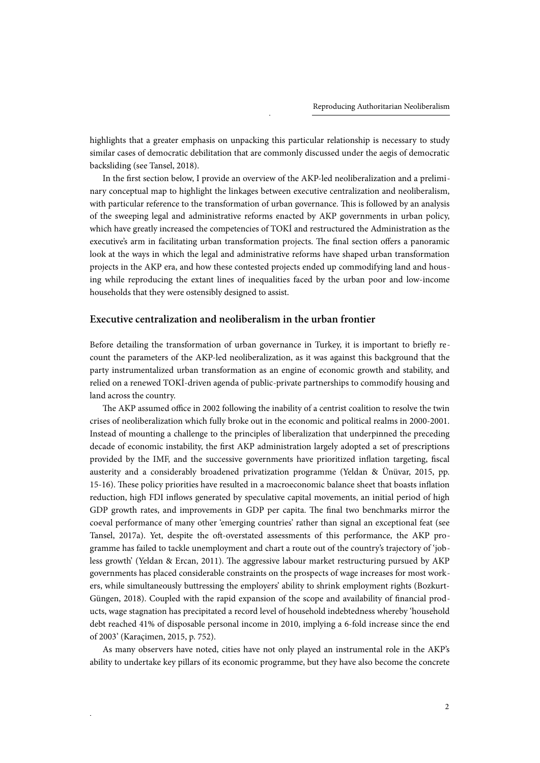highlights that a greater emphasis on unpacking this particular relationship is necessary to study similar cases of democratic debilitation that are commonly discussed under the aegis of democratic backsliding (see Tansel, 2018).

In the first section below, I provide an overview of the AKP-led neoliberalization and a preliminary conceptual map to highlight the linkages between executive centralization and neoliberalism, with particular reference to the transformation of urban governance. This is followed by an analysis of the sweeping legal and administrative reforms enacted by AKP governments in urban policy, which have greatly increased the competencies of TOKİ and restructured the Administration as the executive's arm in facilitating urban transformation projects. The final section offers a panoramic look at the ways in which the legal and administrative reforms have shaped urban transformation projects in the AKP era, and how these contested projects ended up commodifying land and housing while reproducing the extant lines of inequalities faced by the urban poor and low-income households that they were ostensibly designed to assist.

## Executive centralization and neoliberalism in the urban frontier

Before detailing the transformation of urban governance in Turkey, it is important to briefly recount the parameters of the AKP-led neoliberalization, as it was against this background that the party instrumentalized urban transformation as an engine of economic growth and stability, and relied on a renewed TOKİ-driven agenda of public-private partnerships to commodify housing and land across the country.

The AKP assumed office in 2002 following the inability of a centrist coalition to resolve the twin crises of neoliberalization which fully broke out in the economic and political realms in 2000-2001. Instead of mounting a challenge to the principles of liberalization that underpinned the preceding decade of economic instability, the first AKP administration largely adopted a set of prescriptions provided by the IMF, and the successive governments have prioritized inflation targeting, fiscal austerity and a considerably broadened privatization programme (Yeldan & Ünüvar, 2015, pp. 15-16). These policy priorities have resulted in a macroeconomic balance sheet that boasts inflation reduction, high FDI inflows generated by speculative capital movements, an initial period of high GDP growth rates, and improvements in GDP per capita. The final two benchmarks mirror the coeval performance of many other 'emerging countries' rather than signal an exceptional feat (see Tansel, 2017a). Yet, despite the oft-overstated assessments of this performance, the AKP programme has failed to tackle unemployment and chart a route out of the country's trajectory of 'jobless growth' (Yeldan & Ercan, 2011). The aggressive labour market restructuring pursued by AKP governments has placed considerable constraints on the prospects of wage increases for most workers, while simultaneously buttressing the employers' ability to shrink employment rights (Bozkurt-Güngen, 2018). Coupled with the rapid expansion of the scope and availability of financial products, wage stagnation has precipitated a record level of household indebtedness whereby 'household debt reached 41% of disposable personal income in 2010, implying a 6-fold increase since the end of 2003' (Karaçimen, 2015, p. 752).

As many observers have noted, cities have not only played an instrumental role in the AKP's ability to undertake key pillars of its economic programme, but they have also become the concrete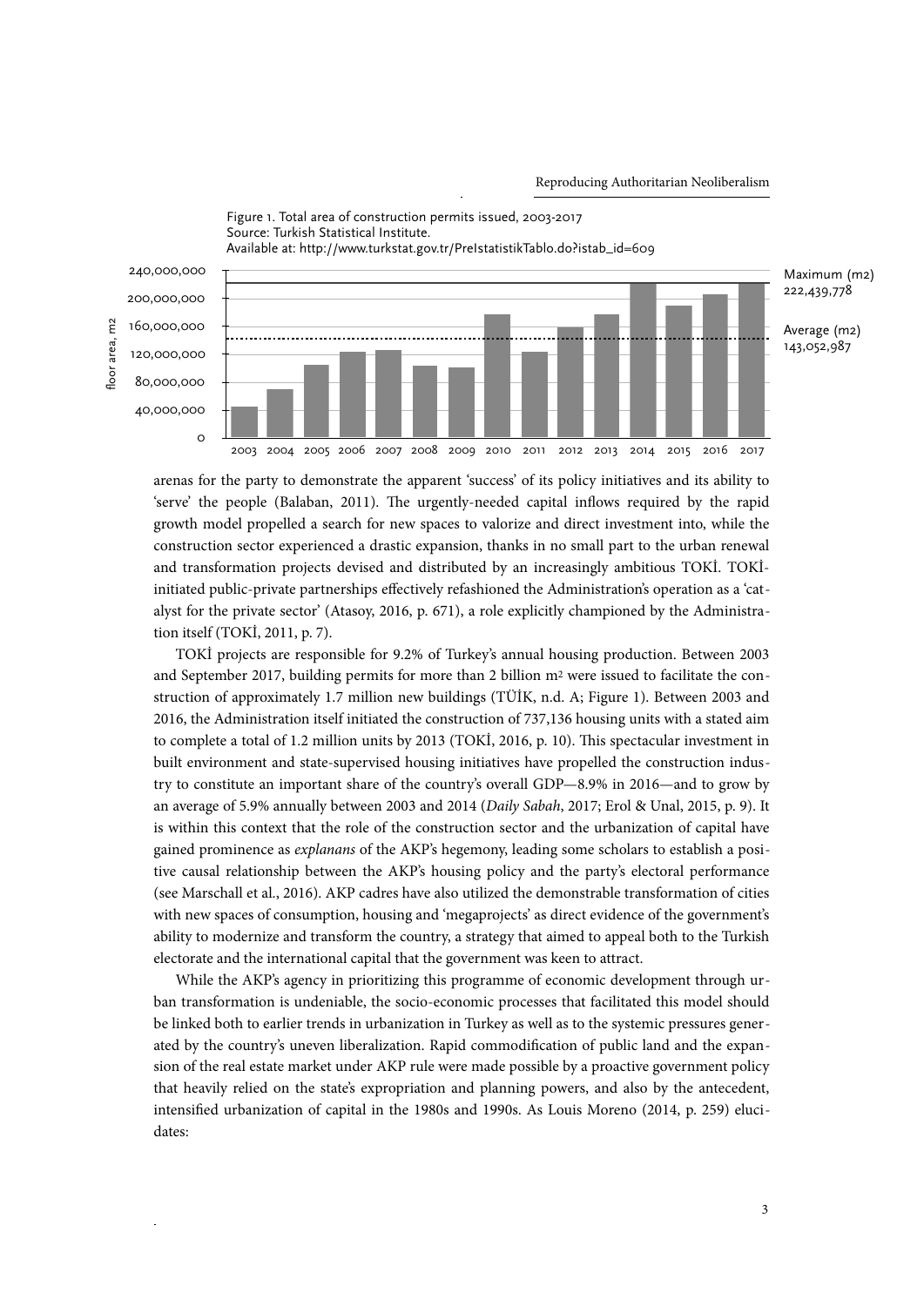Figure 1. Total area of construction permits issued, 2003-2017
Source: Turkish Statistical Institute.
Available at: http://www.turkstat.gov.tr/PreIstatistikTablo.do?istab_id=609

arenas for the party to demonstrate the apparent 'success' of its policy initiatives and its ability to 'serve' the people (Balaban, 2011). The urgently-needed capital inflows required by the rapid growth model propelled a search for new spaces to valorize and direct investment into, while the construction sector experienced a drastic expansion, thanks in no small part to the urban renewal and transformation projects devised and distributed by an increasingly ambitious TOKİ. TOKİ-initiated public-private partnerships effectively refashioned the Administration's operation as a 'catalyst for the private sector' (Atasoy, 2016, p. 671), a role explicitly championed by the Administration itself (TOKİ, 2011, p. 7).

TOKİ projects are responsible for 9.2% of Turkey's annual housing production. Between 2003 and September 2017, building permits for more than 2 billion m$^2$ were issued to facilitate the construction of approximately 1.7 million new buildings (TÜİK, n.d. A; Figure 1). Between 2003 and 2016, the Administration itself initiated the construction of 737,136 housing units with a stated aim to complete a total of 1.2 million units by 2013 (TOKİ, 2016, p. 10). This spectacular investment in built environment and state-supervised housing initiatives have propelled the construction industry to constitute an important share of the country's overall GDP—8.9% in 2016—and to grow by an average of 5.9% annually between 2003 and 2014 (*Daily Sabah*, 2017; Erol & Unal, 2015, p. 9). It is within this context that the role of the construction sector and the urbanization of capital have gained prominence as *explanans* of the AKP's hegemony, leading some scholars to establish a positive causal relationship between the AKP's housing policy and the party's electoral performance (see Marschall et al., 2016). AKP cadres have also utilized the demonstrable transformation of cities with new spaces of consumption, housing and 'megaprojects' as direct evidence of the government's ability to modernize and transform the country, a strategy that aimed to appeal both to the Turkish electorate and the international capital that the government was keen to attract.

While the AKP's agency in prioritizing this programme of economic development through urban transformation is undeniable, the socio-economic processes that facilitated this model should be linked both to earlier trends in urbanization in Turkey as well as to the systemic pressures generated by the country's uneven liberalization. Rapid commodification of public land and the expansion of the real estate market under AKP rule were made possible by a proactive government policy that heavily relied on the state's expropriation and planning powers, and also by the antecedent, intensified urbanization of capital in the 1980s and 1990s. As Louis Moreno (2014, p. 259) elucidates: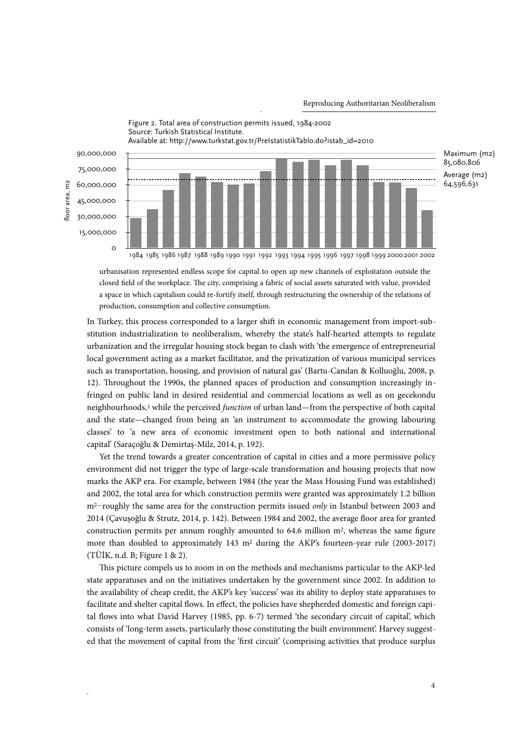Figure 2. Total area of construction permits issued, 1984-2002
Source: Turkish Statistical Institute.
Available at: http://www.turkstat.gov.tr/PreIstatistikTablo.do?istab_id=2010

> urbanisation represented endless scope for capital to open up new channels of exploitation outside the closed field of the workplace. The city, comprising a fabric of social assets saturated with value, provided a space in which capitalism could re-fortify itself, through restructuring the ownership of the relations of production, consumption and collective consumption.

In Turkey, this process corresponded to a larger shift in economic management from import-substitution industrialization to neoliberalism, whereby the state's half-hearted attempts to regulate urbanization and the irregular housing stock began to clash with 'the emergence of entrepreneurial local government acting as a market facilitator, and the privatization of various municipal services such as transportation, housing, and provision of natural gas' (Bartu-Candan & Kolluoğlu, 2008, p. 12). Throughout the 1990s, the planned spaces of production and consumption increasingly infringed on public land in desired residential and commercial locations as well as on gecekondu neighbourhoods,[1] while the perceived *function* of urban land—from the perspective of both capital and the state—changed from being an 'an instrument to accommodate the growing labouring classes' to 'a new area of economic investment open to both national and international capital' (Saraçoğlu & Demirtaş-Milz, 2014, p. 192).

Yet the trend towards a greater concentration of capital in cities and a more permissive policy environment did not trigger the type of large-scale transformation and housing projects that now marks the AKP era. For example, between 1984 (the year the Mass Housing Fund was established) and 2002, the total area for which construction permits were granted was approximately 1.2 billion $m^2$—roughly the same area for the construction permits issued *only* in Istanbul between 2003 and 2014 (Çavuşoğlu & Strutz, 2014, p. 142). Between 1984 and 2002, the average floor area for granted construction permits per annum roughly amounted to 64.6 million $m^2$, whereas the same figure more than doubled to approximately 143 $m^2$ during the AKP's fourteen-year rule (2003-2017) (TÜİK, n.d. B; Figure 1 & 2).

This picture compels us to zoom in on the methods and mechanisms particular to the AKP-led state apparatuses and on the initiatives undertaken by the government since 2002. In addition to the availability of cheap credit, the AKP's key 'success' was its ability to deploy state apparatuses to facilitate and shelter capital flows. In effect, the policies have shepherded domestic and foreign capital flows into what David Harvey (1985, pp. 6-7) termed 'the secondary circuit of capital', which consists of 'long-term assets, particularly those constituting the built environment'. Harvey suggested that the movement of capital from the 'first circuit' (comprising activities that produce surplus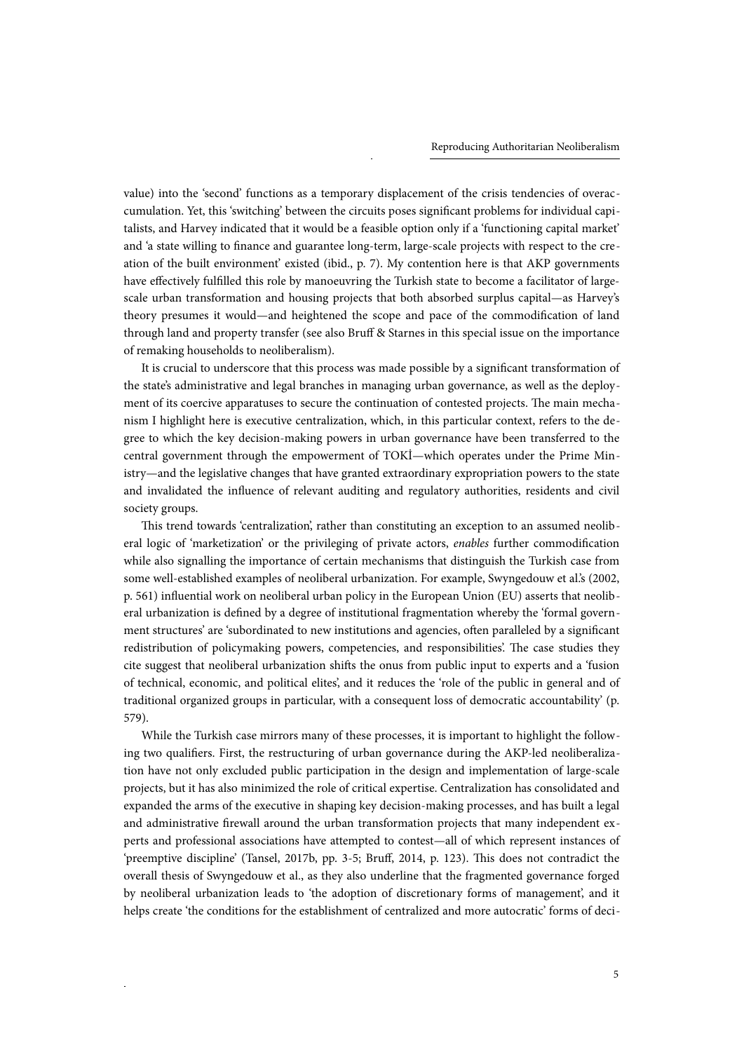value) into the 'second' functions as a temporary displacement of the crisis tendencies of overaccumulation. Yet, this 'switching' between the circuits poses significant problems for individual capitalists, and Harvey indicated that it would be a feasible option only if a 'functioning capital market' and 'a state willing to finance and guarantee long-term, large-scale projects with respect to the creation of the built environment' existed (ibid., p. 7). My contention here is that AKP governments have effectively fulfilled this role by manoeuvring the Turkish state to become a facilitator of large-scale urban transformation and housing projects that both absorbed surplus capital—as Harvey's theory presumes it would—and heightened the scope and pace of the commodification of land through land and property transfer (see also Bruff & Starnes in this special issue on the importance of remaking households to neoliberalism).

It is crucial to underscore that this process was made possible by a significant transformation of the state's administrative and legal branches in managing urban governance, as well as the deployment of its coercive apparatuses to secure the continuation of contested projects. The main mechanism I highlight here is executive centralization, which, in this particular context, refers to the degree to which the key decision-making powers in urban governance have been transferred to the central government through the empowerment of TOKİ—which operates under the Prime Ministry—and the legislative changes that have granted extraordinary expropriation powers to the state and invalidated the influence of relevant auditing and regulatory authorities, residents and civil society groups.

This trend towards 'centralization', rather than constituting an exception to an assumed neoliberal logic of 'marketization' or the privileging of private actors, *enables* further commodification while also signalling the importance of certain mechanisms that distinguish the Turkish case from some well-established examples of neoliberal urbanization. For example, Swyngedouw et al.'s (2002, p. 561) influential work on neoliberal urban policy in the European Union (EU) asserts that neoliberal urbanization is defined by a degree of institutional fragmentation whereby the 'formal government structures' are 'subordinated to new institutions and agencies, often paralleled by a significant redistribution of policymaking powers, competencies, and responsibilities'. The case studies they cite suggest that neoliberal urbanization shifts the onus from public input to experts and a 'fusion of technical, economic, and political elites', and it reduces the 'role of the public in general and of traditional organized groups in particular, with a consequent loss of democratic accountability' (p. 579).

While the Turkish case mirrors many of these processes, it is important to highlight the following two qualifiers. First, the restructuring of urban governance during the AKP-led neoliberalization have not only excluded public participation in the design and implementation of large-scale projects, but it has also minimized the role of critical expertise. Centralization has consolidated and expanded the arms of the executive in shaping key decision-making processes, and has built a legal and administrative firewall around the urban transformation projects that many independent experts and professional associations have attempted to contest—all of which represent instances of 'preemptive discipline' (Tansel, 2017b, pp. 3-5; Bruff, 2014, p. 123). This does not contradict the overall thesis of Swyngedouw et al., as they also underline that the fragmented governance forged by neoliberal urbanization leads to 'the adoption of discretionary forms of management', and it helps create 'the conditions for the establishment of centralized and more autocratic' forms of deci-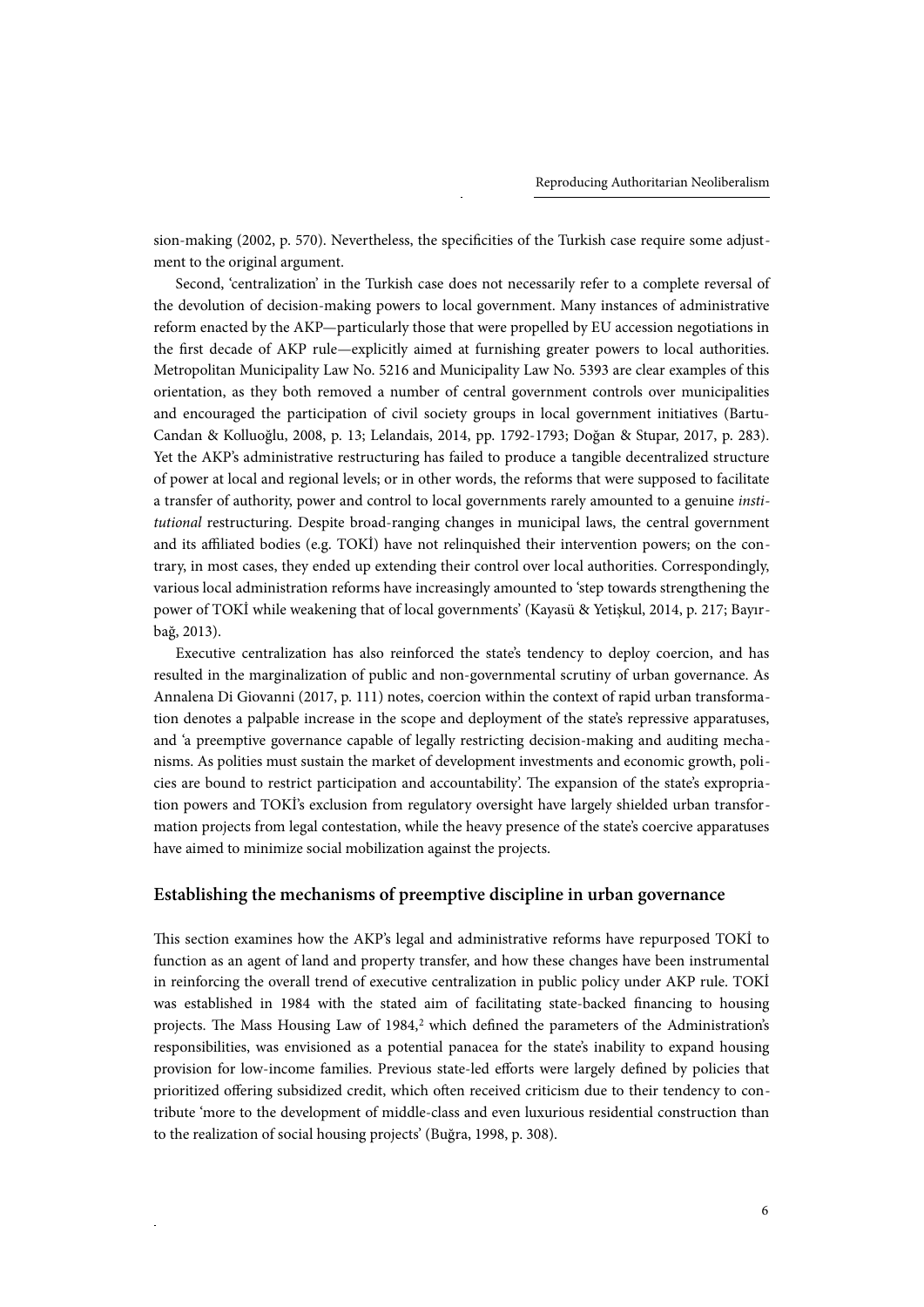sion-making (2002, p. 570). Nevertheless, the specificities of the Turkish case require some adjustment to the original argument.

Second, 'centralization' in the Turkish case does not necessarily refer to a complete reversal of the devolution of decision-making powers to local government. Many instances of administrative reform enacted by the AKP—particularly those that were propelled by EU accession negotiations in the first decade of AKP rule—explicitly aimed at furnishing greater powers to local authorities. Metropolitan Municipality Law No. 5216 and Municipality Law No. 5393 are clear examples of this orientation, as they both removed a number of central government controls over municipalities and encouraged the participation of civil society groups in local government initiatives (Bartu-Candan & Kolluoğlu, 2008, p. 13; Lelandais, 2014, pp. 1792-1793; Doğan & Stupar, 2017, p. 283). Yet the AKP's administrative restructuring has failed to produce a tangible decentralized structure of power at local and regional levels; or in other words, the reforms that were supposed to facilitate a transfer of authority, power and control to local governments rarely amounted to a genuine *institutional* restructuring. Despite broad-ranging changes in municipal laws, the central government and its affiliated bodies (e.g. TOKİ) have not relinquished their intervention powers; on the contrary, in most cases, they ended up extending their control over local authorities. Correspondingly, various local administration reforms have increasingly amounted to 'step towards strengthening the power of TOKİ while weakening that of local governments' (Kayasü & Yetişkul, 2014, p. 217; Bayırbağ, 2013).

Executive centralization has also reinforced the state's tendency to deploy coercion, and has resulted in the marginalization of public and non-governmental scrutiny of urban governance. As Annalena Di Giovanni (2017, p. 111) notes, coercion within the context of rapid urban transformation denotes a palpable increase in the scope and deployment of the state's repressive apparatuses, and 'a preemptive governance capable of legally restricting decision-making and auditing mechanisms. As polities must sustain the market of development investments and economic growth, policies are bound to restrict participation and accountability'. The expansion of the state's expropriation powers and TOKİ's exclusion from regulatory oversight have largely shielded urban transformation projects from legal contestation, while the heavy presence of the state's coercive apparatuses have aimed to minimize social mobilization against the projects.

## Establishing the mechanisms of preemptive discipline in urban governance

This section examines how the AKP's legal and administrative reforms have repurposed TOKİ to function as an agent of land and property transfer, and how these changes have been instrumental in reinforcing the overall trend of executive centralization in public policy under AKP rule. TOKİ was established in 1984 with the stated aim of facilitating state-backed financing to housing projects. The Mass Housing Law of 1984,[2] which defined the parameters of the Administration's responsibilities, was envisioned as a potential panacea for the state's inability to expand housing provision for low-income families. Previous state-led efforts were largely defined by policies that prioritized offering subsidized credit, which often received criticism due to their tendency to contribute 'more to the development of middle-class and even luxurious residential construction than to the realization of social housing projects' (Buğra, 1998, p. 308).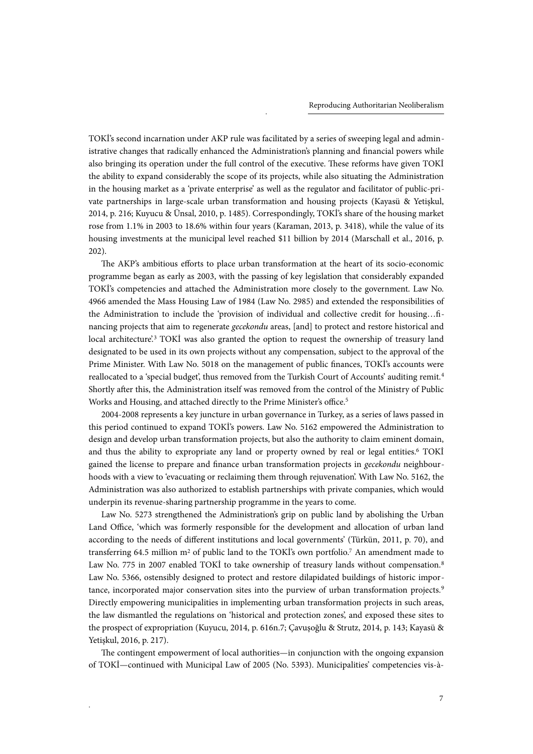TOKİ's second incarnation under AKP rule was facilitated by a series of sweeping legal and administrative changes that radically enhanced the Administration's planning and financial powers while also bringing its operation under the full control of the executive. These reforms have given TOKİ the ability to expand considerably the scope of its projects, while also situating the Administration in the housing market as a 'private enterprise' as well as the regulator and facilitator of public-private partnerships in large-scale urban transformation and housing projects (Kayasü & Yetişkul, 2014, p. 216; Kuyucu & Ünsal, 2010, p. 1485). Correspondingly, TOKİ's share of the housing market rose from 1.1% in 2003 to 18.6% within four years (Karaman, 2013, p. 3418), while the value of its housing investments at the municipal level reached $11 billion by 2014 (Marschall et al., 2016, p. 202).

The AKP's ambitious efforts to place urban transformation at the heart of its socio-economic programme began as early as 2003, with the passing of key legislation that considerably expanded TOKİ's competencies and attached the Administration more closely to the government. Law No. 4966 amended the Mass Housing Law of 1984 (Law No. 2985) and extended the responsibilities of the Administration to include the 'provision of individual and collective credit for housing…financing projects that aim to regenerate *gecekondu* areas, [and] to protect and restore historical and local architecture'.[3] TOKİ was also granted the option to request the ownership of treasury land designated to be used in its own projects without any compensation, subject to the approval of the Prime Minister. With Law No. 5018 on the management of public finances, TOKİ's accounts were reallocated to a 'special budget', thus removed from the Turkish Court of Accounts' auditing remit.[4] Shortly after this, the Administration itself was removed from the control of the Ministry of Public Works and Housing, and attached directly to the Prime Minister's office.[5]

2004-2008 represents a key juncture in urban governance in Turkey, as a series of laws passed in this period continued to expand TOKİ's powers. Law No. 5162 empowered the Administration to design and develop urban transformation projects, but also the authority to claim eminent domain, and thus the ability to expropriate any land or property owned by real or legal entities.[6] TOKİ gained the license to prepare and finance urban transformation projects in *gecekondu* neighbourhoods with a view to 'evacuating or reclaiming them through rejuvenation'. With Law No. 5162, the Administration was also authorized to establish partnerships with private companies, which would underpin its revenue-sharing partnership programme in the years to come.

Law No. 5273 strengthened the Administration's grip on public land by abolishing the Urban Land Office, 'which was formerly responsible for the development and allocation of urban land according to the needs of different institutions and local governments' (Türkün, 2011, p. 70), and transferring 64.5 million m$^2$ of public land to the TOKİ's own portfolio.[7] An amendment made to Law No. 775 in 2007 enabled TOKİ to take ownership of treasury lands without compensation.[8] Law No. 5366, ostensibly designed to protect and restore dilapidated buildings of historic importance, incorporated major conservation sites into the purview of urban transformation projects.[9] Directly empowering municipalities in implementing urban transformation projects in such areas, the law dismantled the regulations on 'historical and protection zones', and exposed these sites to the prospect of expropriation (Kuyucu, 2014, p. 616n.7; Çavuşoğlu & Strutz, 2014, p. 143; Kayasü & Yetişkul, 2016, p. 217).

The contingent empowerment of local authorities—in conjunction with the ongoing expansion of TOKİ—continued with Municipal Law of 2005 (No. 5393). Municipalities' competencies vis-à-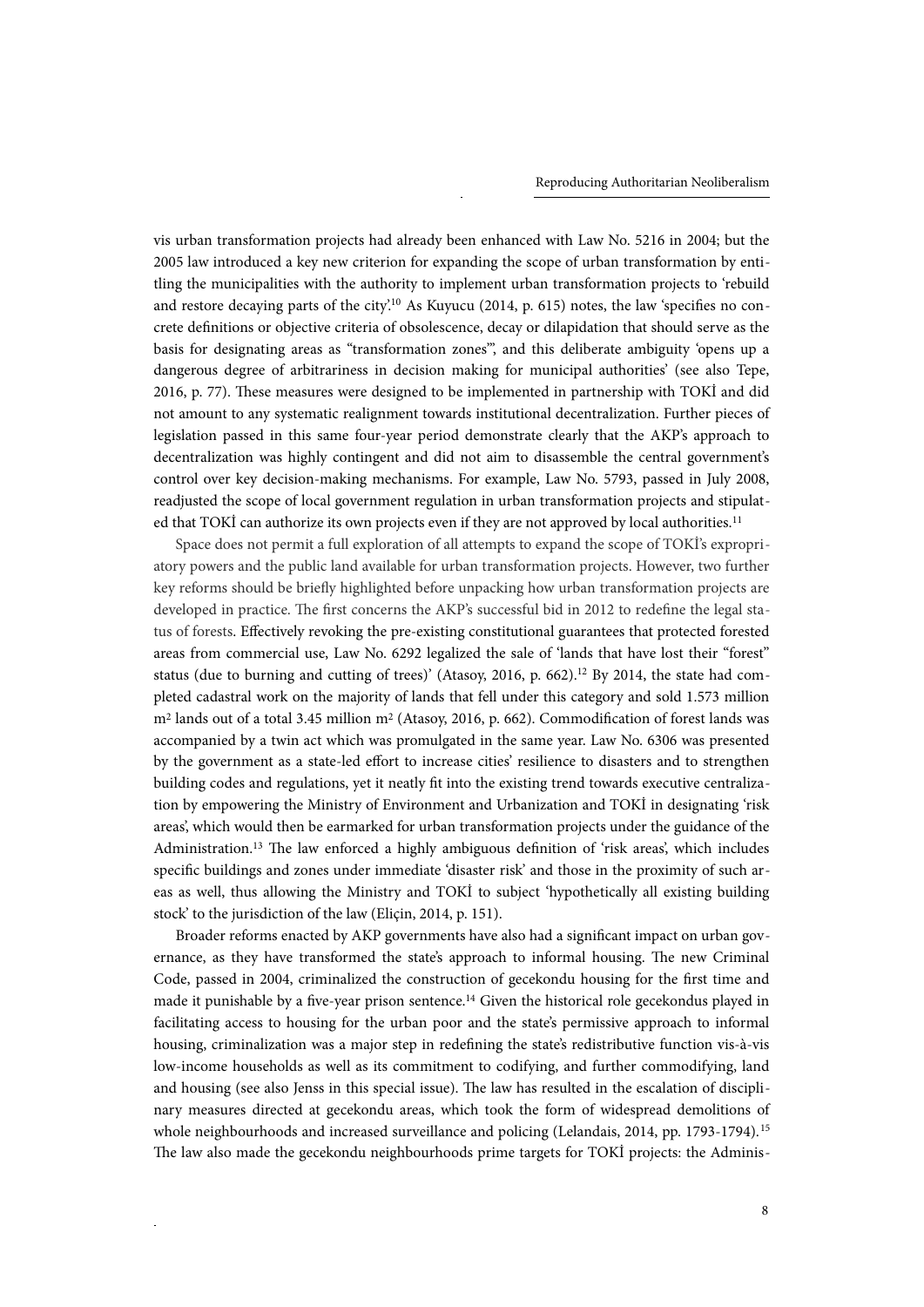vis urban transformation projects had already been enhanced with Law No. 5216 in 2004; but the 2005 law introduced a key new criterion for expanding the scope of urban transformation by entitling the municipalities with the authority to implement urban transformation projects to 'rebuild and restore decaying parts of the city'.[10] As Kuyucu (2014, p. 615) notes, the law 'specifies no concrete definitions or objective criteria of obsolescence, decay or dilapidation that should serve as the basis for designating areas as "transformation zones"', and this deliberate ambiguity 'opens up a dangerous degree of arbitrariness in decision making for municipal authorities' (see also Tepe, 2016, p. 77). These measures were designed to be implemented in partnership with TOKİ and did not amount to any systematic realignment towards institutional decentralization. Further pieces of legislation passed in this same four-year period demonstrate clearly that the AKP's approach to decentralization was highly contingent and did not aim to disassemble the central government's control over key decision-making mechanisms. For example, Law No. 5793, passed in July 2008, readjusted the scope of local government regulation in urban transformation projects and stipulated that TOKİ can authorize its own projects even if they are not approved by local authorities.[11]

Space does not permit a full exploration of all attempts to expand the scope of TOKİ's expropriatory powers and the public land available for urban transformation projects. However, two further key reforms should be briefly highlighted before unpacking how urban transformation projects are developed in practice. The first concerns the AKP's successful bid in 2012 to redefine the legal status of forests. Effectively revoking the pre-existing constitutional guarantees that protected forested areas from commercial use, Law No. 6292 legalized the sale of 'lands that have lost their "forest" status (due to burning and cutting of trees)' (Atasoy, 2016, p. 662).[12] By 2014, the state had completed cadastral work on the majority of lands that fell under this category and sold 1.573 million $m^2$ lands out of a total 3.45 million $m^2$ (Atasoy, 2016, p. 662). Commodification of forest lands was accompanied by a twin act which was promulgated in the same year. Law No. 6306 was presented by the government as a state-led effort to increase cities' resilience to disasters and to strengthen building codes and regulations, yet it neatly fit into the existing trend towards executive centralization by empowering the Ministry of Environment and Urbanization and TOKİ in designating 'risk areas', which would then be earmarked for urban transformation projects under the guidance of the Administration.[13] The law enforced a highly ambiguous definition of 'risk areas', which includes specific buildings and zones under immediate 'disaster risk' and those in the proximity of such areas as well, thus allowing the Ministry and TOKİ to subject 'hypothetically all existing building stock' to the jurisdiction of the law (Eliçin, 2014, p. 151).

Broader reforms enacted by AKP governments have also had a significant impact on urban governance, as they have transformed the state's approach to informal housing. The new Criminal Code, passed in 2004, criminalized the construction of gecekondu housing for the first time and made it punishable by a five-year prison sentence.[14] Given the historical role gecekondus played in facilitating access to housing for the urban poor and the state's permissive approach to informal housing, criminalization was a major step in redefining the state's redistributive function vis-à-vis low-income households as well as its commitment to codifying, and further commodifying, land and housing (see also Jenss in this special issue). The law has resulted in the escalation of disciplinary measures directed at gecekondu areas, which took the form of widespread demolitions of whole neighbourhoods and increased surveillance and policing (Lelandais, 2014, pp. 1793-1794).[15] The law also made the gecekondu neighbourhoods prime targets for TOKİ projects: the Adminis-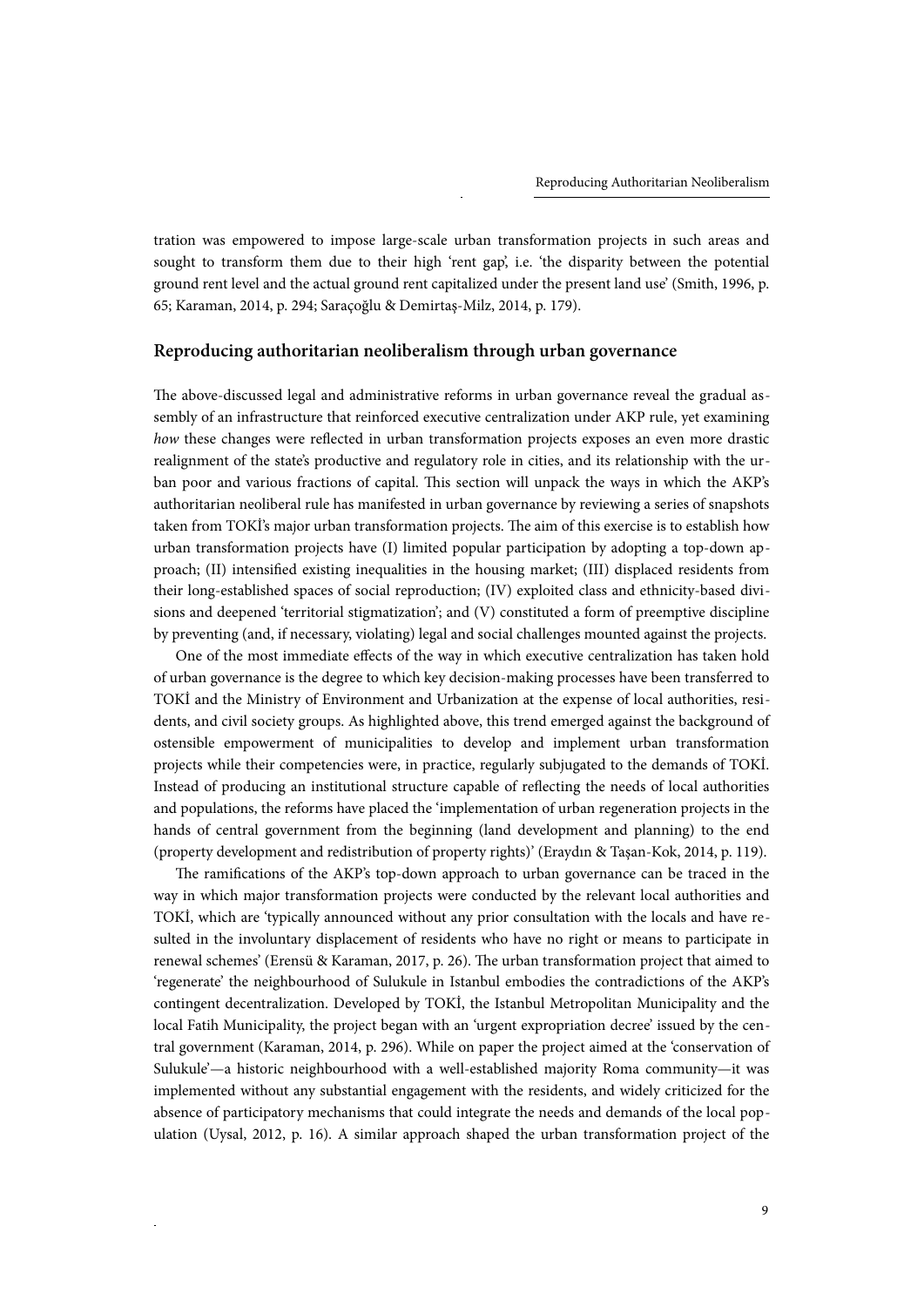tration was empowered to impose large-scale urban transformation projects in such areas and sought to transform them due to their high 'rent gap', i.e. 'the disparity between the potential ground rent level and the actual ground rent capitalized under the present land use' (Smith, 1996, p. 65; Karaman, 2014, p. 294; Saraçoğlu & Demirtaş-Milz, 2014, p. 179).

## Reproducing authoritarian neoliberalism through urban governance

The above-discussed legal and administrative reforms in urban governance reveal the gradual assembly of an infrastructure that reinforced executive centralization under AKP rule, yet examining *how* these changes were reflected in urban transformation projects exposes an even more drastic realignment of the state's productive and regulatory role in cities, and its relationship with the urban poor and various fractions of capital. This section will unpack the ways in which the AKP's authoritarian neoliberal rule has manifested in urban governance by reviewing a series of snapshots taken from TOKİ's major urban transformation projects. The aim of this exercise is to establish how urban transformation projects have (I) limited popular participation by adopting a top-down approach; (II) intensified existing inequalities in the housing market; (III) displaced residents from their long-established spaces of social reproduction; (IV) exploited class and ethnicity-based divisions and deepened 'territorial stigmatization'; and (V) constituted a form of preemptive discipline by preventing (and, if necessary, violating) legal and social challenges mounted against the projects.

One of the most immediate effects of the way in which executive centralization has taken hold of urban governance is the degree to which key decision-making processes have been transferred to TOKİ and the Ministry of Environment and Urbanization at the expense of local authorities, residents, and civil society groups. As highlighted above, this trend emerged against the background of ostensible empowerment of municipalities to develop and implement urban transformation projects while their competencies were, in practice, regularly subjugated to the demands of TOKİ. Instead of producing an institutional structure capable of reflecting the needs of local authorities and populations, the reforms have placed the 'implementation of urban regeneration projects in the hands of central government from the beginning (land development and planning) to the end (property development and redistribution of property rights)' (Eraydın & Taşan-Kok, 2014, p. 119).

The ramifications of the AKP's top-down approach to urban governance can be traced in the way in which major transformation projects were conducted by the relevant local authorities and TOKİ, which are 'typically announced without any prior consultation with the locals and have resulted in the involuntary displacement of residents who have no right or means to participate in renewal schemes' (Erensü & Karaman, 2017, p. 26). The urban transformation project that aimed to 'regenerate' the neighbourhood of Sulukule in Istanbul embodies the contradictions of the AKP's contingent decentralization. Developed by TOKİ, the Istanbul Metropolitan Municipality and the local Fatih Municipality, the project began with an 'urgent expropriation decree' issued by the central government (Karaman, 2014, p. 296). While on paper the project aimed at the 'conservation of Sulukule'—a historic neighbourhood with a well-established majority Roma community—it was implemented without any substantial engagement with the residents, and widely criticized for the absence of participatory mechanisms that could integrate the needs and demands of the local population (Uysal, 2012, p. 16). A similar approach shaped the urban transformation project of the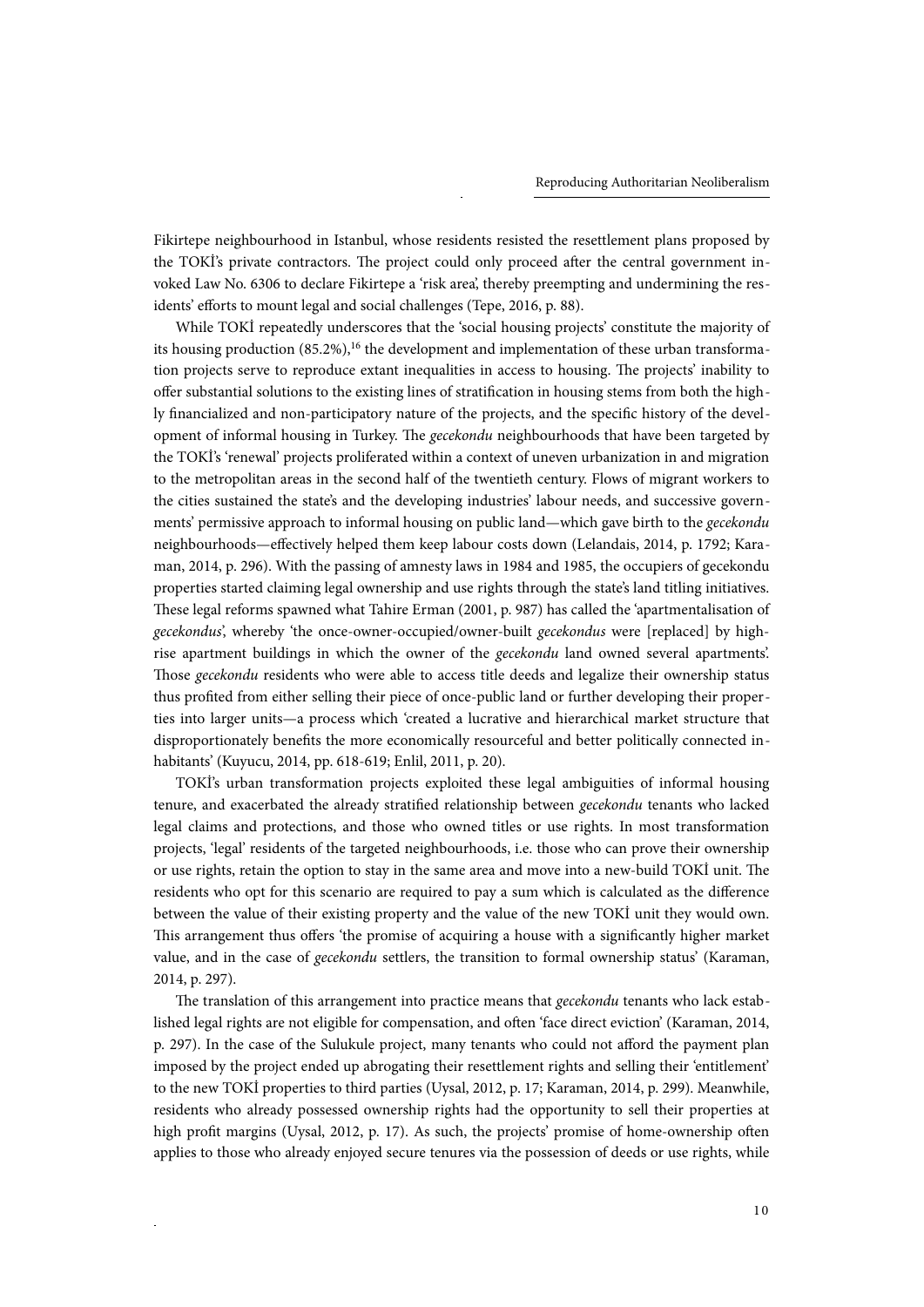Fikirtepe neighbourhood in Istanbul, whose residents resisted the resettlement plans proposed by the TOKİ's private contractors. The project could only proceed after the central government invoked Law No. 6306 to declare Fikirtepe a 'risk area', thereby preempting and undermining the residents' efforts to mount legal and social challenges (Tepe, 2016, p. 88).

While TOKİ repeatedly underscores that the 'social housing projects' constitute the majority of its housing production (85.2%),[16] the development and implementation of these urban transformation projects serve to reproduce extant inequalities in access to housing. The projects' inability to offer substantial solutions to the existing lines of stratification in housing stems from both the highly financialized and non-participatory nature of the projects, and the specific history of the development of informal housing in Turkey. The *gecekondu* neighbourhoods that have been targeted by the TOKİ's 'renewal' projects proliferated within a context of uneven urbanization in and migration to the metropolitan areas in the second half of the twentieth century. Flows of migrant workers to the cities sustained the state's and the developing industries' labour needs, and successive governments' permissive approach to informal housing on public land—which gave birth to the *gecekondu* neighbourhoods—effectively helped them keep labour costs down (Lelandais, 2014, p. 1792; Karaman, 2014, p. 296). With the passing of amnesty laws in 1984 and 1985, the occupiers of gecekondu properties started claiming legal ownership and use rights through the state's land titling initiatives. These legal reforms spawned what Tahire Erman (2001, p. 987) has called the 'apartmentalisation of *gecekondus*', whereby 'the once-owner-occupied/owner-built *gecekondus* were [replaced] by high-rise apartment buildings in which the owner of the *gecekondu* land owned several apartments'. Those *gecekondu* residents who were able to access title deeds and legalize their ownership status thus profited from either selling their piece of once-public land or further developing their properties into larger units—a process which 'created a lucrative and hierarchical market structure that disproportionately benefits the more economically resourceful and better politically connected inhabitants' (Kuyucu, 2014, pp. 618-619; Enlil, 2011, p. 20).

TOKİ's urban transformation projects exploited these legal ambiguities of informal housing tenure, and exacerbated the already stratified relationship between *gecekondu* tenants who lacked legal claims and protections, and those who owned titles or use rights. In most transformation projects, 'legal' residents of the targeted neighbourhoods, i.e. those who can prove their ownership or use rights, retain the option to stay in the same area and move into a new-build TOKİ unit. The residents who opt for this scenario are required to pay a sum which is calculated as the difference between the value of their existing property and the value of the new TOKİ unit they would own. This arrangement thus offers 'the promise of acquiring a house with a significantly higher market value, and in the case of *gecekondu* settlers, the transition to formal ownership status' (Karaman, 2014, p. 297).

The translation of this arrangement into practice means that *gecekondu* tenants who lack established legal rights are not eligible for compensation, and often 'face direct eviction' (Karaman, 2014, p. 297). In the case of the Sulukule project, many tenants who could not afford the payment plan imposed by the project ended up abrogating their resettlement rights and selling their 'entitlement' to the new TOKİ properties to third parties (Uysal, 2012, p. 17; Karaman, 2014, p. 299). Meanwhile, residents who already possessed ownership rights had the opportunity to sell their properties at high profit margins (Uysal, 2012, p. 17). As such, the projects' promise of home-ownership often applies to those who already enjoyed secure tenures via the possession of deeds or use rights, while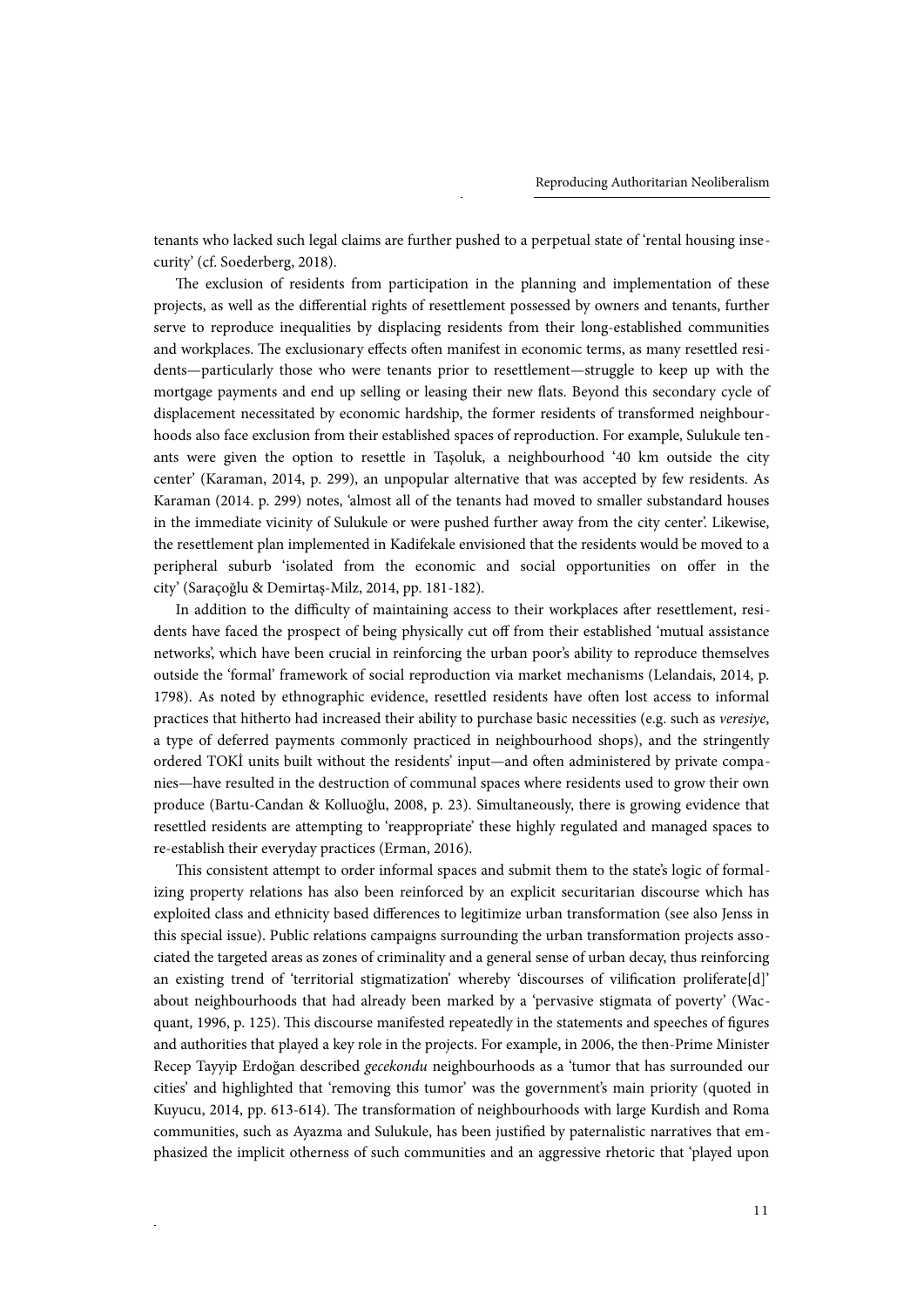tenants who lacked such legal claims are further pushed to a perpetual state of 'rental housing insecurity' (cf. Soederberg, 2018).

The exclusion of residents from participation in the planning and implementation of these projects, as well as the differential rights of resettlement possessed by owners and tenants, further serve to reproduce inequalities by displacing residents from their long-established communities and workplaces. The exclusionary effects often manifest in economic terms, as many resettled residents—particularly those who were tenants prior to resettlement—struggle to keep up with the mortgage payments and end up selling or leasing their new flats. Beyond this secondary cycle of displacement necessitated by economic hardship, the former residents of transformed neighbourhoods also face exclusion from their established spaces of reproduction. For example, Sulukule tenants were given the option to resettle in Taşoluk, a neighbourhood '40 km outside the city center' (Karaman, 2014, p. 299), an unpopular alternative that was accepted by few residents. As Karaman (2014. p. 299) notes, 'almost all of the tenants had moved to smaller substandard houses in the immediate vicinity of Sulukule or were pushed further away from the city center'. Likewise, the resettlement plan implemented in Kadifekale envisioned that the residents would be moved to a peripheral suburb 'isolated from the economic and social opportunities on offer in the city' (Saraçoğlu & Demirtaş-Milz, 2014, pp. 181-182).

In addition to the difficulty of maintaining access to their workplaces after resettlement, residents have faced the prospect of being physically cut off from their established 'mutual assistance networks', which have been crucial in reinforcing the urban poor's ability to reproduce themselves outside the 'formal' framework of social reproduction via market mechanisms (Lelandais, 2014, p. 1798). As noted by ethnographic evidence, resettled residents have often lost access to informal practices that hitherto had increased their ability to purchase basic necessities (e.g. such as *veresiye*, a type of deferred payments commonly practiced in neighbourhood shops), and the stringently ordered TOKİ units built without the residents' input—and often administered by private companies—have resulted in the destruction of communal spaces where residents used to grow their own produce (Bartu-Candan & Kolluoğlu, 2008, p. 23). Simultaneously, there is growing evidence that resettled residents are attempting to 'reappropriate' these highly regulated and managed spaces to re-establish their everyday practices (Erman, 2016).

This consistent attempt to order informal spaces and submit them to the state's logic of formalizing property relations has also been reinforced by an explicit securitarian discourse which has exploited class and ethnicity based differences to legitimize urban transformation (see also Jenss in this special issue). Public relations campaigns surrounding the urban transformation projects associated the targeted areas as zones of criminality and a general sense of urban decay, thus reinforcing an existing trend of 'territorial stigmatization' whereby 'discourses of vilification proliferate[d]' about neighbourhoods that had already been marked by a 'pervasive stigmata of poverty' (Wacquant, 1996, p. 125). This discourse manifested repeatedly in the statements and speeches of figures and authorities that played a key role in the projects. For example, in 2006, the then-Prime Minister Recep Tayyip Erdoğan described *gecekondu* neighbourhoods as a 'tumor that has surrounded our cities' and highlighted that 'removing this tumor' was the government's main priority (quoted in Kuyucu, 2014, pp. 613-614). The transformation of neighbourhoods with large Kurdish and Roma communities, such as Ayazma and Sulukule, has been justified by paternalistic narratives that emphasized the implicit otherness of such communities and an aggressive rhetoric that 'played upon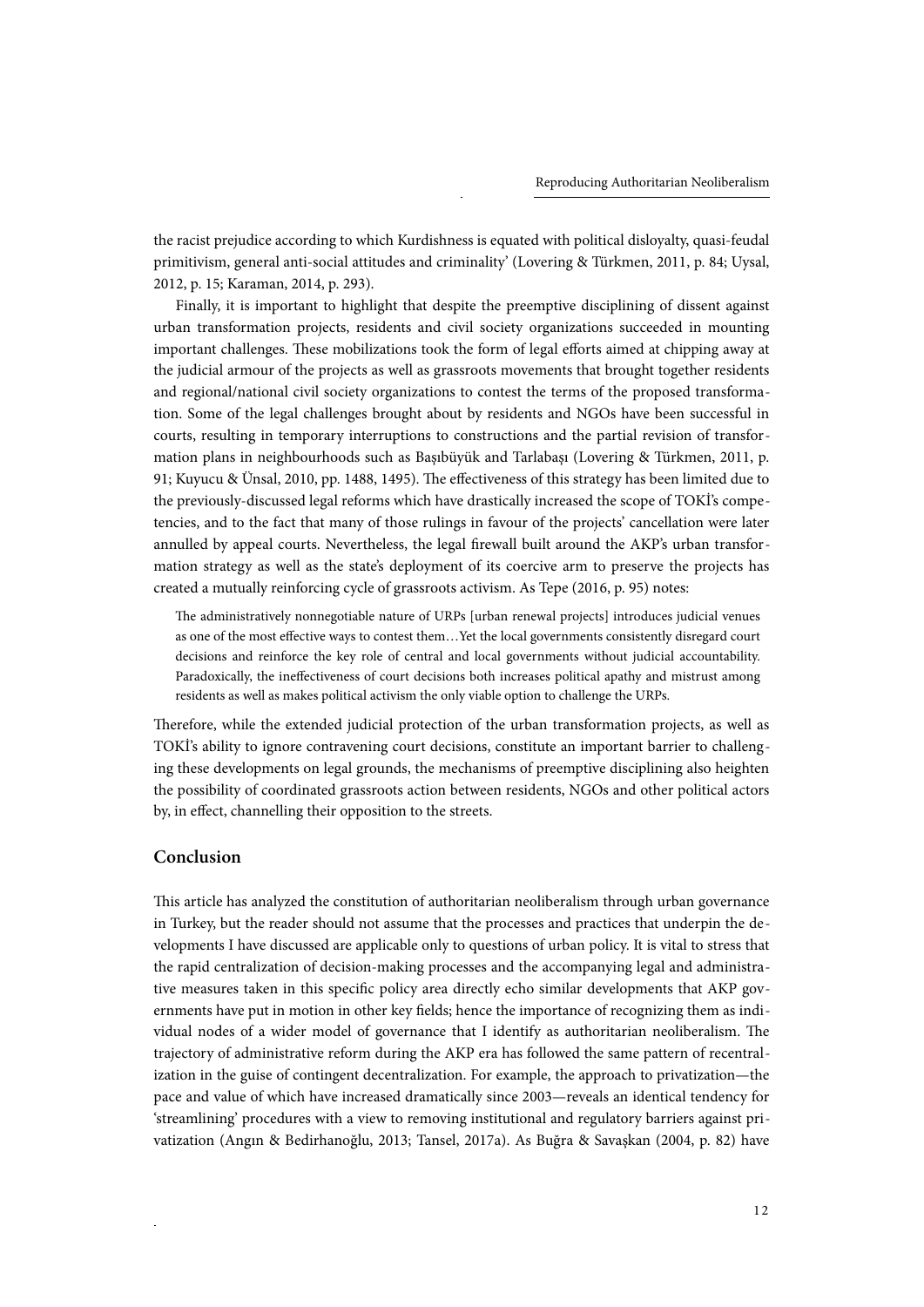the racist prejudice according to which Kurdishness is equated with political disloyalty, quasi-feudal primitivism, general anti-social attitudes and criminality' (Lovering & Türkmen, 2011, p. 84; Uysal, 2012, p. 15; Karaman, 2014, p. 293).

Finally, it is important to highlight that despite the preemptive disciplining of dissent against urban transformation projects, residents and civil society organizations succeeded in mounting important challenges. These mobilizations took the form of legal efforts aimed at chipping away at the judicial armour of the projects as well as grassroots movements that brought together residents and regional/national civil society organizations to contest the terms of the proposed transformation. Some of the legal challenges brought about by residents and NGOs have been successful in courts, resulting in temporary interruptions to constructions and the partial revision of transformation plans in neighbourhoods such as Başıbüyük and Tarlabaşı (Lovering & Türkmen, 2011, p. 91; Kuyucu & Ünsal, 2010, pp. 1488, 1495). The effectiveness of this strategy has been limited due to the previously-discussed legal reforms which have drastically increased the scope of TOKİ's competencies, and to the fact that many of those rulings in favour of the projects' cancellation were later annulled by appeal courts. Nevertheless, the legal firewall built around the AKP's urban transformation strategy as well as the state's deployment of its coercive arm to preserve the projects has created a mutually reinforcing cycle of grassroots activism. As Tepe (2016, p. 95) notes:

> The administratively nonnegotiable nature of URPs [urban renewal projects] introduces judicial venues as one of the most effective ways to contest them…Yet the local governments consistently disregard court decisions and reinforce the key role of central and local governments without judicial accountability. Paradoxically, the ineffectiveness of court decisions both increases political apathy and mistrust among residents as well as makes political activism the only viable option to challenge the URPs.

Therefore, while the extended judicial protection of the urban transformation projects, as well as TOKİ's ability to ignore contravening court decisions, constitute an important barrier to challenging these developments on legal grounds, the mechanisms of preemptive disciplining also heighten the possibility of coordinated grassroots action between residents, NGOs and other political actors by, in effect, channelling their opposition to the streets.

## Conclusion

This article has analyzed the constitution of authoritarian neoliberalism through urban governance in Turkey, but the reader should not assume that the processes and practices that underpin the developments I have discussed are applicable only to questions of urban policy. It is vital to stress that the rapid centralization of decision-making processes and the accompanying legal and administrative measures taken in this specific policy area directly echo similar developments that AKP governments have put in motion in other key fields; hence the importance of recognizing them as individual nodes of a wider model of governance that I identify as authoritarian neoliberalism. The trajectory of administrative reform during the AKP era has followed the same pattern of recentralization in the guise of contingent decentralization. For example, the approach to privatization—the pace and value of which have increased dramatically since 2003—reveals an identical tendency for 'streamlining' procedures with a view to removing institutional and regulatory barriers against privatization (Angın & Bedirhanoğlu, 2013; Tansel, 2017a). As Buğra & Savaşkan (2004, p. 82) have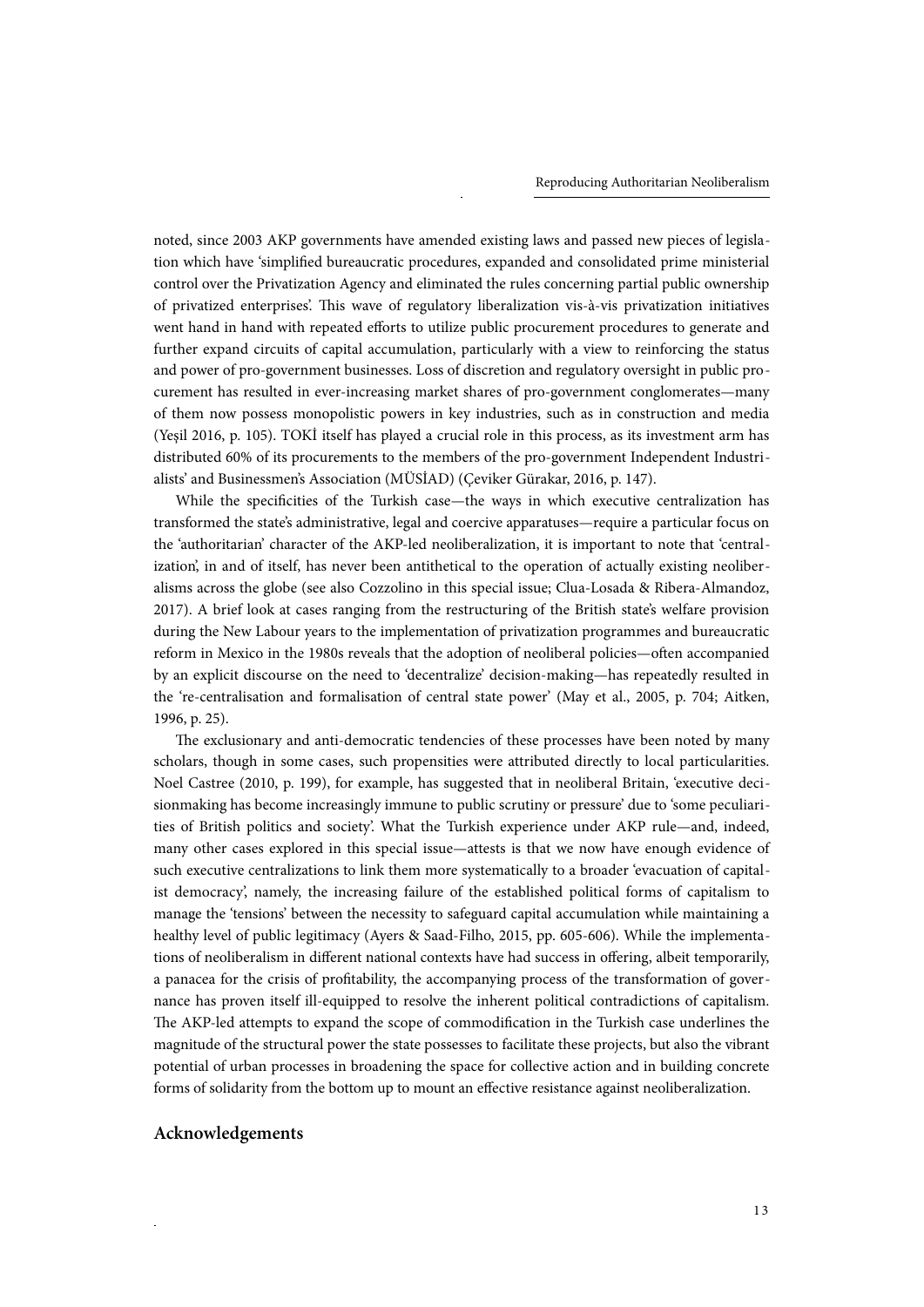noted, since 2003 AKP governments have amended existing laws and passed new pieces of legislation which have 'simplified bureaucratic procedures, expanded and consolidated prime ministerial control over the Privatization Agency and eliminated the rules concerning partial public ownership of privatized enterprises'. This wave of regulatory liberalization vis-à-vis privatization initiatives went hand in hand with repeated efforts to utilize public procurement procedures to generate and further expand circuits of capital accumulation, particularly with a view to reinforcing the status and power of pro-government businesses. Loss of discretion and regulatory oversight in public procurement has resulted in ever-increasing market shares of pro-government conglomerates—many of them now possess monopolistic powers in key industries, such as in construction and media (Yeşil 2016, p. 105). TOKİ itself has played a crucial role in this process, as its investment arm has distributed 60% of its procurements to the members of the pro-government Independent Industrialists' and Businessmen's Association (MÜSİAD) (Çeviker Gürakar, 2016, p. 147).

While the specificities of the Turkish case—the ways in which executive centralization has transformed the state's administrative, legal and coercive apparatuses—require a particular focus on the 'authoritarian' character of the AKP-led neoliberalization, it is important to note that 'centralization', in and of itself, has never been antithetical to the operation of actually existing neoliberalisms across the globe (see also Cozzolino in this special issue; Clua-Losada & Ribera-Almandoz, 2017). A brief look at cases ranging from the restructuring of the British state's welfare provision during the New Labour years to the implementation of privatization programmes and bureaucratic reform in Mexico in the 1980s reveals that the adoption of neoliberal policies—often accompanied by an explicit discourse on the need to 'decentralize' decision-making—has repeatedly resulted in the 're-centralisation and formalisation of central state power' (May et al., 2005, p. 704; Aitken, 1996, p. 25).

The exclusionary and anti-democratic tendencies of these processes have been noted by many scholars, though in some cases, such propensities were attributed directly to local particularities. Noel Castree (2010, p. 199), for example, has suggested that in neoliberal Britain, 'executive decisionmaking has become increasingly immune to public scrutiny or pressure' due to 'some peculiarities of British politics and society'. What the Turkish experience under AKP rule—and, indeed, many other cases explored in this special issue—attests is that we now have enough evidence of such executive centralizations to link them more systematically to a broader 'evacuation of capitalist democracy', namely, the increasing failure of the established political forms of capitalism to manage the 'tensions' between the necessity to safeguard capital accumulation while maintaining a healthy level of public legitimacy (Ayers & Saad-Filho, 2015, pp. 605-606). While the implementations of neoliberalism in different national contexts have had success in offering, albeit temporarily, a panacea for the crisis of profitability, the accompanying process of the transformation of governance has proven itself ill-equipped to resolve the inherent political contradictions of capitalism. The AKP-led attempts to expand the scope of commodification in the Turkish case underlines the magnitude of the structural power the state possesses to facilitate these projects, but also the vibrant potential of urban processes in broadening the space for collective action and in building concrete forms of solidarity from the bottom up to mount an effective resistance against neoliberalization.

## Acknowledgements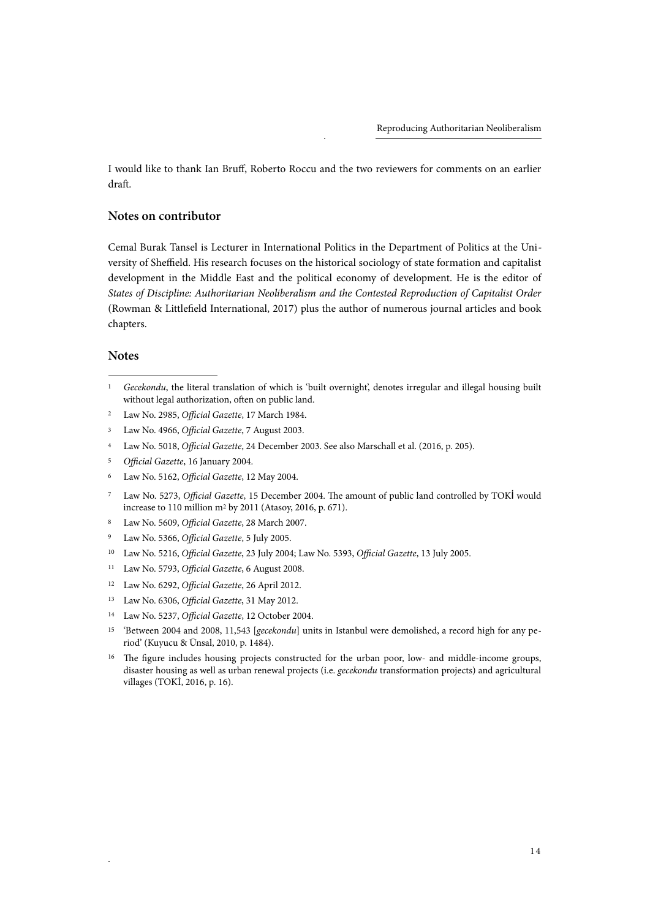I would like to thank Ian Bruff, Roberto Roccu and the two reviewers for comments on an earlier draft.

## Notes on contributor

Cemal Burak Tansel is Lecturer in International Politics in the Department of Politics at the University of Sheffield. His research focuses on the historical sociology of state formation and capitalist development in the Middle East and the political economy of development. He is the editor of *States of Discipline: Authoritarian Neoliberalism and the Contested Reproduction of Capitalist Order* (Rowman & Littlefield International, 2017) plus the author of numerous journal articles and book chapters.

## Notes

1. *Gecekondu*, the literal translation of which is 'built overnight', denotes irregular and illegal housing built without legal authorization, often on public land.
2. Law No. 2985, *Official Gazette*, 17 March 1984.
3. Law No. 4966, *Official Gazette*, 7 August 2003.
4. Law No. 5018, *Official Gazette*, 24 December 2003. See also Marschall et al. (2016, p. 205).
5. *Official Gazette*, 16 January 2004.
6. Law No. 5162, *Official Gazette*, 12 May 2004.
7. Law No. 5273, *Official Gazette*, 15 December 2004. The amount of public land controlled by TOKİ would increase to 110 million $m^2$ by 2011 (Atasoy, 2016, p. 671).
8. Law No. 5609, *Official Gazette*, 28 March 2007.
9. Law No. 5366, *Official Gazette*, 5 July 2005.
10. Law No. 5216, *Official Gazette*, 23 July 2004; Law No. 5393, *Official Gazette*, 13 July 2005.
11. Law No. 5793, *Official Gazette*, 6 August 2008.
12. Law No. 6292, *Official Gazette*, 26 April 2012.
13. Law No. 6306, *Official Gazette*, 31 May 2012.
14. Law No. 5237, *Official Gazette*, 12 October 2004.
15. 'Between 2004 and 2008, 11,543 [*gecekondu*] units in Istanbul were demolished, a record high for any period' (Kuyucu & Ünsal, 2010, p. 1484).
16. The figure includes housing projects constructed for the urban poor, low- and middle-income groups, disaster housing as well as urban renewal projects (i.e. *gecekondu* transformation projects) and agricultural villages (TOKİ, 2016, p. 16).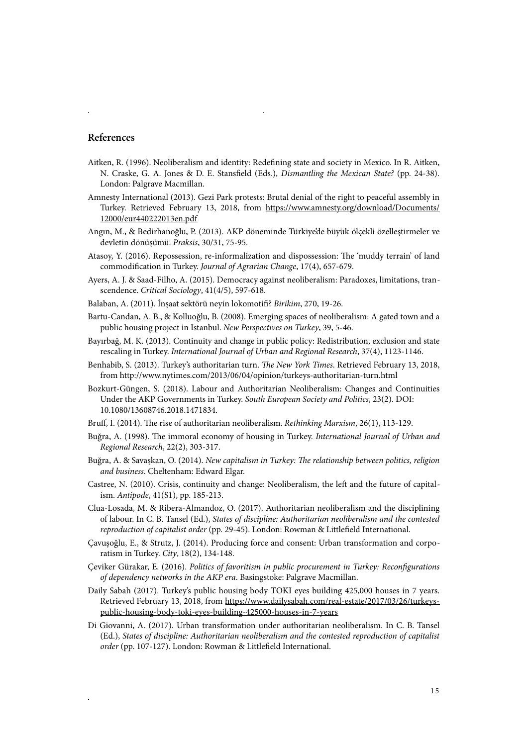## References

Aitken, R. (1996). Neoliberalism and identity: Redefining state and society in Mexico. In R. Aitken, N. Craske, G. A. Jones & D. E. Stansfield (Eds.), *Dismantling the Mexican State?* (pp. 24-38). London: Palgrave Macmillan.

Amnesty International (2013). Gezi Park protests: Brutal denial of the right to peaceful assembly in Turkey. Retrieved February 13, 2018, from https://www.amnesty.org/download/Documents/12000/eur440222013en.pdf

Angın, M., & Bedirhanoğlu, P. (2013). AKP döneminde Türkiye'de büyük ölçekli özelleştirmeler ve devletin dönüşümü. *Praksis*, 30/31, 75-95.

Atasoy, Y. (2016). Repossession, re-informalization and dispossession: The 'muddy terrain' of land commodification in Turkey. *Journal of Agrarian Change*, 17(4), 657-679.

Ayers, A. J. & Saad-Filho, A. (2015). Democracy against neoliberalism: Paradoxes, limitations, transcendence. *Critical Sociology*, 41(4/5), 597-618.

Balaban, A. (2011). İnşaat sektörü neyin lokomotifi? *Birikim*, 270, 19-26.

Bartu-Candan, A. B., & Kolluoğlu, B. (2008). Emerging spaces of neoliberalism: A gated town and a public housing project in Istanbul. *New Perspectives on Turkey*, 39, 5-46.

Bayırbağ, M. K. (2013). Continuity and change in public policy: Redistribution, exclusion and state rescaling in Turkey. *International Journal of Urban and Regional Research*, 37(4), 1123-1146.

Benhabib, S. (2013). Turkey's authoritarian turn. *The New York Times*. Retrieved February 13, 2018, from http://www.nytimes.com/2013/06/04/opinion/turkeys-authoritarian-turn.html

Bozkurt-Güngen, S. (2018). Labour and Authoritarian Neoliberalism: Changes and Continuities Under the AKP Governments in Turkey. *South European Society and Politics*, 23(2). DOI: 10.1080/13608746.2018.1471834.

Bruff, I. (2014). The rise of authoritarian neoliberalism. *Rethinking Marxism*, 26(1), 113-129.

Buğra, A. (1998). The immoral economy of housing in Turkey. *International Journal of Urban and Regional Research*, 22(2), 303-317.

Buğra, A. & Savaşkan, O. (2014). *New capitalism in Turkey: The relationship between politics, religion and business*. Cheltenham: Edward Elgar.

Castree, N. (2010). Crisis, continuity and change: Neoliberalism, the left and the future of capitalism. *Antipode*, 41(S1), pp. 185-213.

Clua-Losada, M. & Ribera-Almandoz, O. (2017). Authoritarian neoliberalism and the disciplining of labour. In C. B. Tansel (Ed.), *States of discipline: Authoritarian neoliberalism and the contested reproduction of capitalist order* (pp. 29-45). London: Rowman & Littlefield International.

Çavuşoğlu, E., & Strutz, J. (2014). Producing force and consent: Urban transformation and corporatism in Turkey. *City*, 18(2), 134-148.

Çeviker Gürakar, E. (2016). *Politics of favoritism in public procurement in Turkey: Reconfigurations of dependency networks in the AKP era*. Basingstoke: Palgrave Macmillan.

Daily Sabah (2017). Turkey's public housing body TOKI eyes building 425,000 houses in 7 years. Retrieved February 13, 2018, from https://www.dailysabah.com/real-estate/2017/03/26/turkeys-public-housing-body-toki-eyes-building-425000-houses-in-7-years

Di Giovanni, A. (2017). Urban transformation under authoritarian neoliberalism. In C. B. Tansel (Ed.), *States of discipline: Authoritarian neoliberalism and the contested reproduction of capitalist order* (pp. 107-127). London: Rowman & Littlefield International.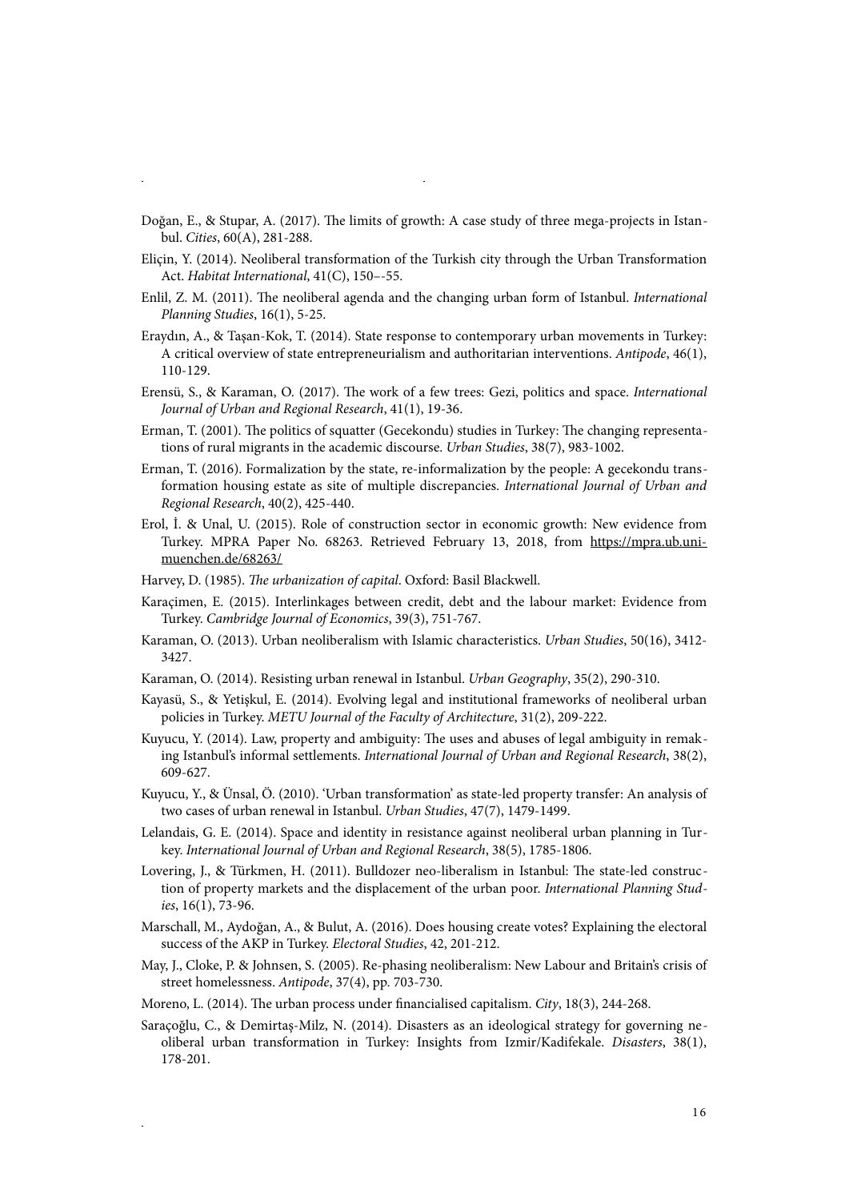Doğan, E., & Stupar, A. (2017). The limits of growth: A case study of three mega-projects in Istanbul. *Cities*, 60(A), 281-288.

Eliçin, Y. (2014). Neoliberal transformation of the Turkish city through the Urban Transformation Act. *Habitat International*, 41(C), 150–-55.

Enlil, Z. M. (2011). The neoliberal agenda and the changing urban form of Istanbul. *International Planning Studies*, 16(1), 5-25.

Eraydın, A., & Taşan-Kok, T. (2014). State response to contemporary urban movements in Turkey: A critical overview of state entrepreneurialism and authoritarian interventions. *Antipode*, 46(1), 110-129.

Erensü, S., & Karaman, O. (2017). The work of a few trees: Gezi, politics and space. *International Journal of Urban and Regional Research*, 41(1), 19-36.

Erman, T. (2001). The politics of squatter (Gecekondu) studies in Turkey: The changing representations of rural migrants in the academic discourse. *Urban Studies*, 38(7), 983-1002.

Erman, T. (2016). Formalization by the state, re-informalization by the people: A gecekondu transformation housing estate as site of multiple discrepancies. *International Journal of Urban and Regional Research*, 40(2), 425-440.

Erol, İ. & Unal, U. (2015). Role of construction sector in economic growth: New evidence from Turkey. MPRA Paper No. 68263. Retrieved February 13, 2018, from https://mpra.ub.uni-muenchen.de/68263/

Harvey, D. (1985). *The urbanization of capital*. Oxford: Basil Blackwell.

Karaçimen, E. (2015). Interlinkages between credit, debt and the labour market: Evidence from Turkey. *Cambridge Journal of Economics*, 39(3), 751-767.

Karaman, O. (2013). Urban neoliberalism with Islamic characteristics. *Urban Studies*, 50(16), 3412-3427.

Karaman, O. (2014). Resisting urban renewal in Istanbul. *Urban Geography*, 35(2), 290-310.

Kayasü, S., & Yetişkul, E. (2014). Evolving legal and institutional frameworks of neoliberal urban policies in Turkey. *METU Journal of the Faculty of Architecture*, 31(2), 209-222.

Kuyucu, Y. (2014). Law, property and ambiguity: The uses and abuses of legal ambiguity in remaking Istanbul's informal settlements. *International Journal of Urban and Regional Research*, 38(2), 609-627.

Kuyucu, Y., & Ünsal, Ö. (2010). 'Urban transformation' as state-led property transfer: An analysis of two cases of urban renewal in Istanbul. *Urban Studies*, 47(7), 1479-1499.

Lelandais, G. E. (2014). Space and identity in resistance against neoliberal urban planning in Turkey. *International Journal of Urban and Regional Research*, 38(5), 1785-1806.

Lovering, J., & Türkmen, H. (2011). Bulldozer neo-liberalism in Istanbul: The state-led construction of property markets and the displacement of the urban poor. *International Planning Studies*, 16(1), 73-96.

Marschall, M., Aydoğan, A., & Bulut, A. (2016). Does housing create votes? Explaining the electoral success of the AKP in Turkey. *Electoral Studies*, 42, 201-212.

May, J., Cloke, P. & Johnsen, S. (2005). Re-phasing neoliberalism: New Labour and Britain's crisis of street homelessness. *Antipode*, 37(4), pp. 703-730.

Moreno, L. (2014). The urban process under financialised capitalism. *City*, 18(3), 244-268.

Saraçoğlu, C., & Demirtaş-Milz, N. (2014). Disasters as an ideological strategy for governing neoliberal urban transformation in Turkey: Insights from Izmir/Kadifekale. *Disasters*, 38(1), 178-201.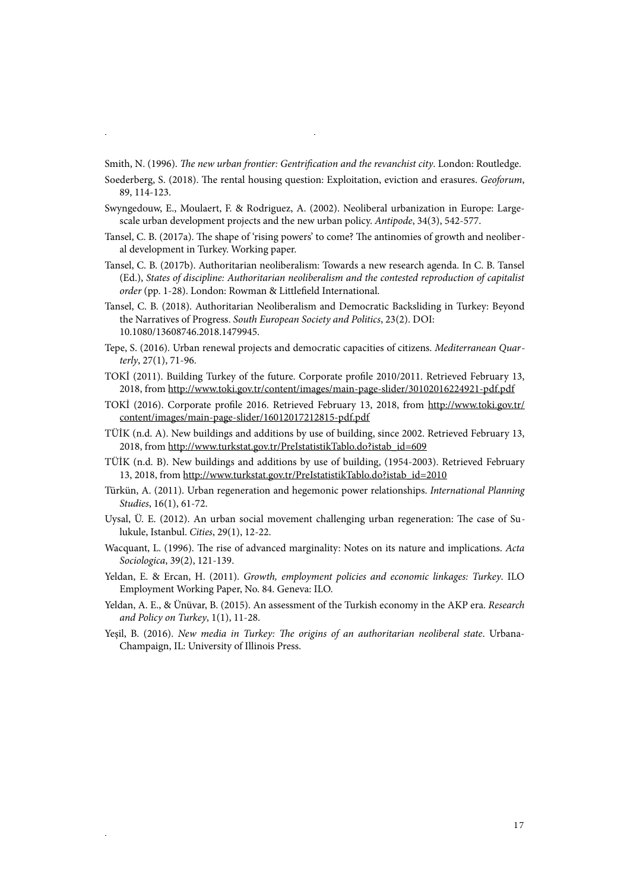Smith, N. (1996). *The new urban frontier: Gentrification and the revanchist city*. London: Routledge.

Soederberg, S. (2018). The rental housing question: Exploitation, eviction and erasures. *Geoforum*, 89, 114-123.

Swyngedouw, E., Moulaert, F. & Rodriguez, A. (2002). Neoliberal urbanization in Europe: Large-scale urban development projects and the new urban policy. *Antipode*, 34(3), 542-577.

Tansel, C. B. (2017a). The shape of 'rising powers' to come? The antinomies of growth and neoliberal development in Turkey. Working paper.

Tansel, C. B. (2017b). Authoritarian neoliberalism: Towards a new research agenda. In C. B. Tansel (Ed.), *States of discipline: Authoritarian neoliberalism and the contested reproduction of capitalist order* (pp. 1-28). London: Rowman & Littlefield International.

Tansel, C. B. (2018). Authoritarian Neoliberalism and Democratic Backsliding in Turkey: Beyond the Narratives of Progress. *South European Society and Politics*, 23(2). DOI: 10.1080/13608746.2018.1479945.

Tepe, S. (2016). Urban renewal projects and democratic capacities of citizens. *Mediterranean Quarterly*, 27(1), 71-96.

TOKİ (2011). Building Turkey of the future. Corporate profile 2010/2011. Retrieved February 13, 2018, from http://www.toki.gov.tr/content/images/main-page-slider/30102016224921-pdf.pdf

TOKİ (2016). Corporate profile 2016. Retrieved February 13, 2018, from http://www.toki.gov.tr/content/images/main-page-slider/16012017212815-pdf.pdf

TÜİK (n.d. A). New buildings and additions by use of building, since 2002. Retrieved February 13, 2018, from http://www.turkstat.gov.tr/PreIstatistikTablo.do?istab_id=609

TÜİK (n.d. B). New buildings and additions by use of building, (1954-2003). Retrieved February 13, 2018, from http://www.turkstat.gov.tr/PreIstatistikTablo.do?istab_id=2010

Türkün, A. (2011). Urban regeneration and hegemonic power relationships. *International Planning Studies*, 16(1), 61-72.

Uysal, Ü. E. (2012). An urban social movement challenging urban regeneration: The case of Sulukule, Istanbul. *Cities*, 29(1), 12-22.

Wacquant, L. (1996). The rise of advanced marginality: Notes on its nature and implications. *Acta Sociologica*, 39(2), 121-139.

Yeldan, E. & Ercan, H. (2011). *Growth, employment policies and economic linkages: Turkey*. ILO Employment Working Paper, No. 84. Geneva: ILO.

Yeldan, A. E., & Ünüvar, B. (2015). An assessment of the Turkish economy in the AKP era. *Research and Policy on Turkey*, 1(1), 11-28.

Yeşil, B. (2016). *New media in Turkey: The origins of an authoritarian neoliberal state*. Urbana-Champaign, IL: University of Illinois Press.